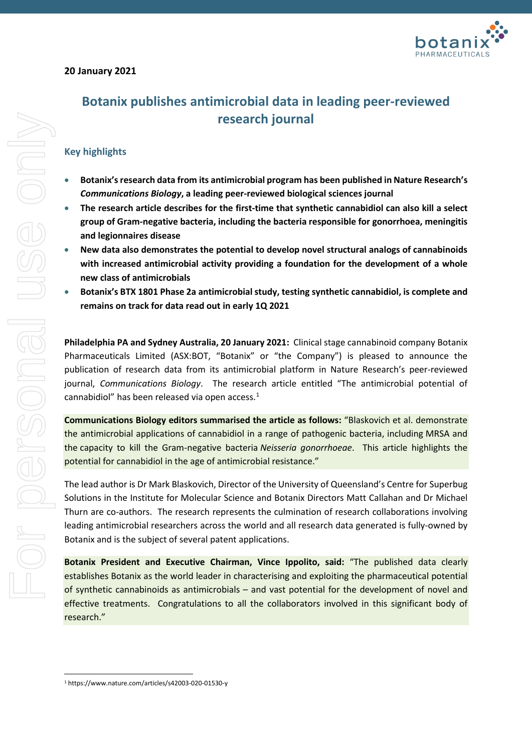**20 January 2021**

# Botanix publishes antimicrobial data in leading peer-reviewed research journal

## Key highlights

- **Botanix's research data from its antimicrobial program has been published in Nature Research's *Communications Biology*, a leading peer-reviewed biological sciences journal**
- **The research article describes for the first-time that synthetic cannabidiol can also kill a select group of Gram-negative bacteria, including the bacteria responsible for gonorrhoea, meningitis and legionnaires disease**
- **New data also demonstrates the potential to develop novel structural analogs of cannabinoids with increased antimicrobial activity providing a foundation for the development of a whole new class of antimicrobials**
- **Botanix's BTX 1801 Phase 2a antimicrobial study, testing synthetic cannabidiol, is complete and remains on track for data read out in early 1Q 2021**

**Philadelphia PA and Sydney Australia, 20 January 2021:** Clinical stage cannabinoid company Botanix Pharmaceuticals Limited (ASX:BOT, "Botanix" or "the Company") is pleased to announce the publication of research data from its antimicrobial platform in Nature Research's peer-reviewed journal, *Communications Biology*. The research article entitled "The antimicrobial potential of cannabidiol" has been released via open access.[1]

**Communications Biology editors summarised the article as follows:** "Blaskovich et al. demonstrate the antimicrobial applications of cannabidiol in a range of pathogenic bacteria, including MRSA and the capacity to kill the Gram-negative bacteria *Neisseria gonorrhoeae*. This article highlights the potential for cannabidiol in the age of antimicrobial resistance."

The lead author is Dr Mark Blaskovich, Director of the University of Queensland's Centre for Superbug Solutions in the Institute for Molecular Science and Botanix Directors Matt Callahan and Dr Michael Thurn are co-authors. The research represents the culmination of research collaborations involving leading antimicrobial researchers across the world and all research data generated is fully-owned by Botanix and is the subject of several patent applications.

**Botanix President and Executive Chairman, Vince Ippolito, said:** "The published data clearly establishes Botanix as the world leader in characterising and exploiting the pharmaceutical potential of synthetic cannabinoids as antimicrobials – and vast potential for the development of novel and effective treatments. Congratulations to all the collaborators involved in this significant body of research."

[1] https://www.nature.com/articles/s42003-020-01530-y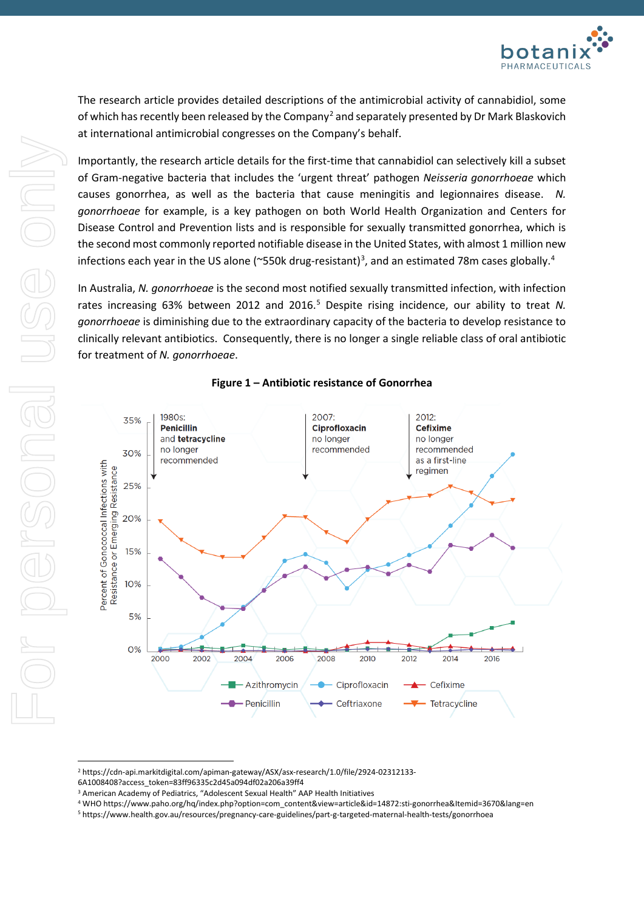The research article provides detailed descriptions of the antimicrobial activity of cannabidiol, some of which has recently been released by the Company[2] and separately presented by Dr Mark Blaskovich at international antimicrobial congresses on the Company's behalf.

Importantly, the research article details for the first-time that cannabidiol can selectively kill a subset of Gram-negative bacteria that includes the 'urgent threat' pathogen *Neisseria gonorrhoeae* which causes gonorrhea, as well as the bacteria that cause meningitis and legionnaires disease. *N. gonorrhoeae* for example, is a key pathogen on both World Health Organization and Centers for Disease Control and Prevention lists and is responsible for sexually transmitted gonorrhea, which is the second most commonly reported notifiable disease in the United States, with almost 1 million new infections each year in the US alone (~550k drug-resistant)[3], and an estimated 78m cases globally.[4]

In Australia, *N. gonorrhoeae* is the second most notified sexually transmitted infection, with infection rates increasing 63% between 2012 and 2016.[5] Despite rising incidence, our ability to treat *N. gonorrhoeae* is diminishing due to the extraordinary capacity of the bacteria to develop resistance to clinically relevant antibiotics. Consequently, there is no longer a single reliable class of oral antibiotic for treatment of *N. gonorrhoeae*.

**Figure 1 – Antibiotic resistance of Gonorrhea**

---

[2] https://cdn-api.markitdigital.com/apiman-gateway/ASX/asx-research/1.0/file/2924-02312133-6A1008408?access_token=83ff96335c2d45a094df02a206a39ff4

[3] American Academy of Pediatrics, "Adolescent Sexual Health" AAP Health Initiatives

[4] WHO https://www.paho.org/hq/index.php?option=com_content&view=article&id=14872:sti-gonorrhea&Itemid=3670&lang=en

[5] https://www.health.gov.au/resources/pregnancy-care-guidelines/part-g-targeted-maternal-health-tests/gonorrhoea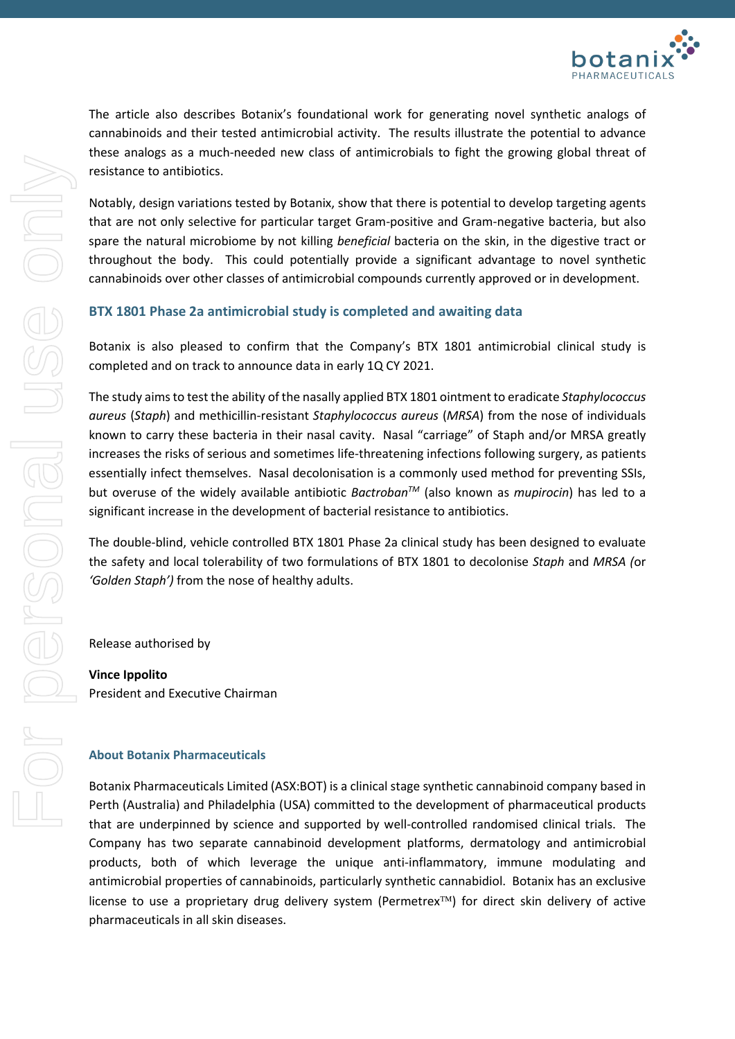The article also describes Botanix's foundational work for generating novel synthetic analogs of cannabinoids and their tested antimicrobial activity. The results illustrate the potential to advance these analogs as a much-needed new class of antimicrobials to fight the growing global threat of resistance to antibiotics.

Notably, design variations tested by Botanix, show that there is potential to develop targeting agents that are not only selective for particular target Gram-positive and Gram-negative bacteria, but also spare the natural microbiome by not killing *beneficial* bacteria on the skin, in the digestive tract or throughout the body. This could potentially provide a significant advantage to novel synthetic cannabinoids over other classes of antimicrobial compounds currently approved or in development.

## BTX 1801 Phase 2a antimicrobial study is completed and awaiting data

Botanix is also pleased to confirm that the Company's BTX 1801 antimicrobial clinical study is completed and on track to announce data in early 1Q CY 2021.

The study aims to test the ability of the nasally applied BTX 1801 ointment to eradicate *Staphylococcus aureus* (*Staph*) and methicillin-resistant *Staphylococcus aureus* (*MRSA*) from the nose of individuals known to carry these bacteria in their nasal cavity. Nasal "carriage" of Staph and/or MRSA greatly increases the risks of serious and sometimes life-threatening infections following surgery, as patients essentially infect themselves. Nasal decolonisation is a commonly used method for preventing SSIs, but overuse of the widely available antibiotic *Bactroban™* (also known as *mupirocin*) has led to a significant increase in the development of bacterial resistance to antibiotics.

The double-blind, vehicle controlled BTX 1801 Phase 2a clinical study has been designed to evaluate the safety and local tolerability of two formulations of BTX 1801 to decolonise *Staph* and *MRSA (*or *'Golden Staph')* from the nose of healthy adults.

Release authorised by

**Vince Ippolito**
President and Executive Chairman

## About Botanix Pharmaceuticals

Botanix Pharmaceuticals Limited (ASX:BOT) is a clinical stage synthetic cannabinoid company based in Perth (Australia) and Philadelphia (USA) committed to the development of pharmaceutical products that are underpinned by science and supported by well-controlled randomised clinical trials. The Company has two separate cannabinoid development platforms, dermatology and antimicrobial products, both of which leverage the unique anti-inflammatory, immune modulating and antimicrobial properties of cannabinoids, particularly synthetic cannabidiol. Botanix has an exclusive license to use a proprietary drug delivery system (Permetrex™) for direct skin delivery of active pharmaceuticals in all skin diseases.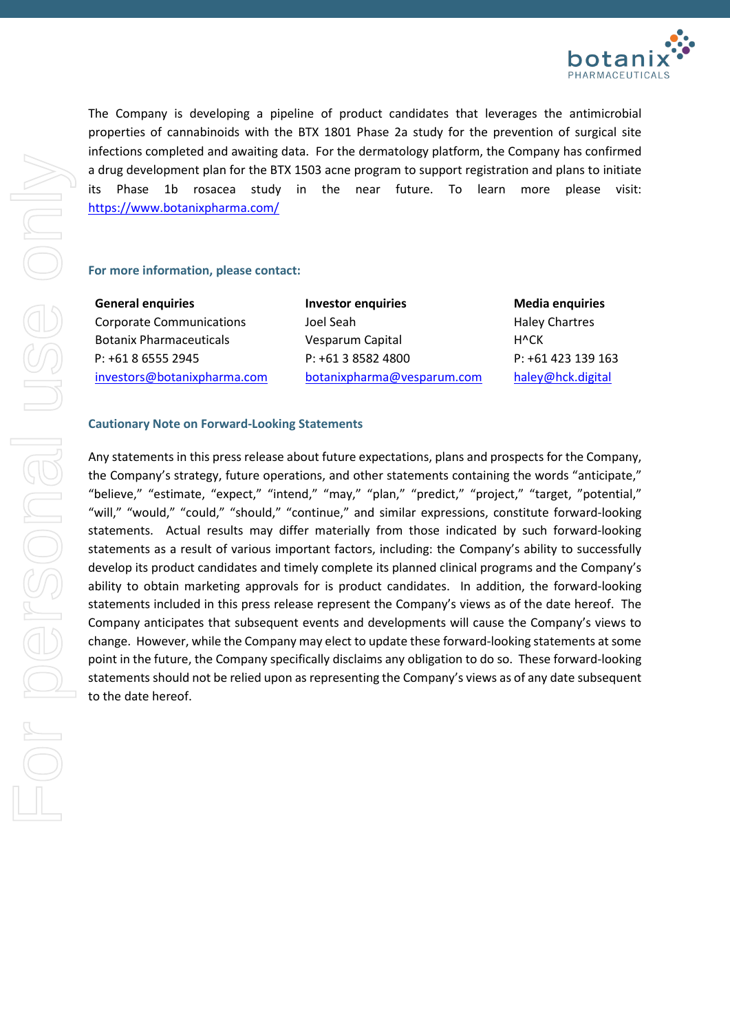The Company is developing a pipeline of product candidates that leverages the antimicrobial properties of cannabinoids with the BTX 1801 Phase 2a study for the prevention of surgical site infections completed and awaiting data. For the dermatology platform, the Company has confirmed a drug development plan for the BTX 1503 acne program to support registration and plans to initiate its Phase 1b rosacea study in the near future. To learn more please visit: https://www.botanixpharma.com/

**For more information, please contact:**

| General enquiries | Investor enquiries | Media enquiries |
| --- | --- | --- |
| Corporate Communications | Joel Seah | Haley Chartres |
| Botanix Pharmaceuticals | Vesparum Capital | H^CK |
| P: +61 8 6555 2945 | P: +61 3 8582 4800 | P: +61 423 139 163 |
| investors@botanixpharma.com | botanixpharma@vesparum.com | haley@hck.digital |

**Cautionary Note on Forward-Looking Statements**

Any statements in this press release about future expectations, plans and prospects for the Company, the Company's strategy, future operations, and other statements containing the words "anticipate," "believe," "estimate, "expect," "intend," "may," "plan," "predict," "project," "target, "potential," "will," "would," "could," "should," "continue," and similar expressions, constitute forward-looking statements. Actual results may differ materially from those indicated by such forward-looking statements as a result of various important factors, including: the Company's ability to successfully develop its product candidates and timely complete its planned clinical programs and the Company's ability to obtain marketing approvals for is product candidates. In addition, the forward-looking statements included in this press release represent the Company's views as of the date hereof. The Company anticipates that subsequent events and developments will cause the Company's views to change. However, while the Company may elect to update these forward-looking statements at some point in the future, the Company specifically disclaims any obligation to do so. These forward-looking statements should not be relied upon as representing the Company's views as of any date subsequent to the date hereof.